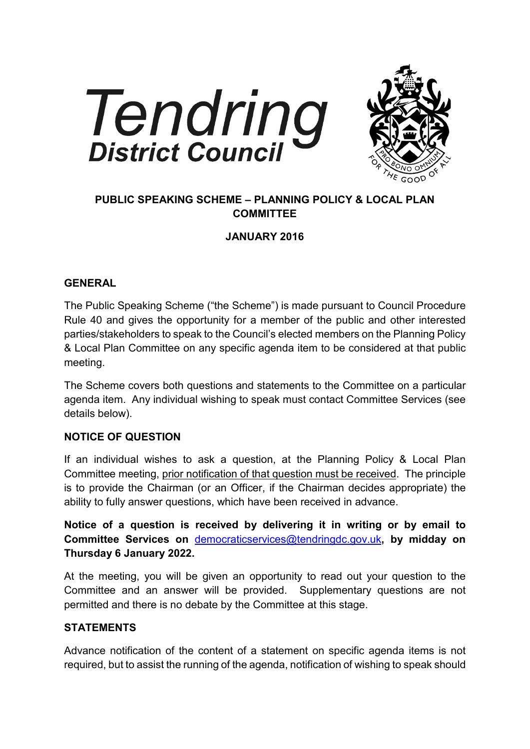# Tendring District Council

## PUBLIC SPEAKING SCHEME – PLANNING POLICY & LOCAL PLAN COMMITTEE

### JANUARY 2016

### GENERAL

The Public Speaking Scheme ("the Scheme") is made pursuant to Council Procedure Rule 40 and gives the opportunity for a member of the public and other interested parties/stakeholders to speak to the Council's elected members on the Planning Policy & Local Plan Committee on any specific agenda item to be considered at that public meeting.

The Scheme covers both questions and statements to the Committee on a particular agenda item. Any individual wishing to speak must contact Committee Services (see details below).

### NOTICE OF QUESTION

If an individual wishes to ask a question, at the Planning Policy & Local Plan Committee meeting, prior notification of that question must be received. The principle is to provide the Chairman (or an Officer, if the Chairman decides appropriate) the ability to fully answer questions, which have been received in advance.

**Notice of a question is received by delivering it in writing or by email to Committee Services on democraticservices@tendringdc.gov.uk, by midday on Thursday 6 January 2022.**

At the meeting, you will be given an opportunity to read out your question to the Committee and an answer will be provided. Supplementary questions are not permitted and there is no debate by the Committee at this stage.

### STATEMENTS

Advance notification of the content of a statement on specific agenda items is not required, but to assist the running of the agenda, notification of wishing to speak should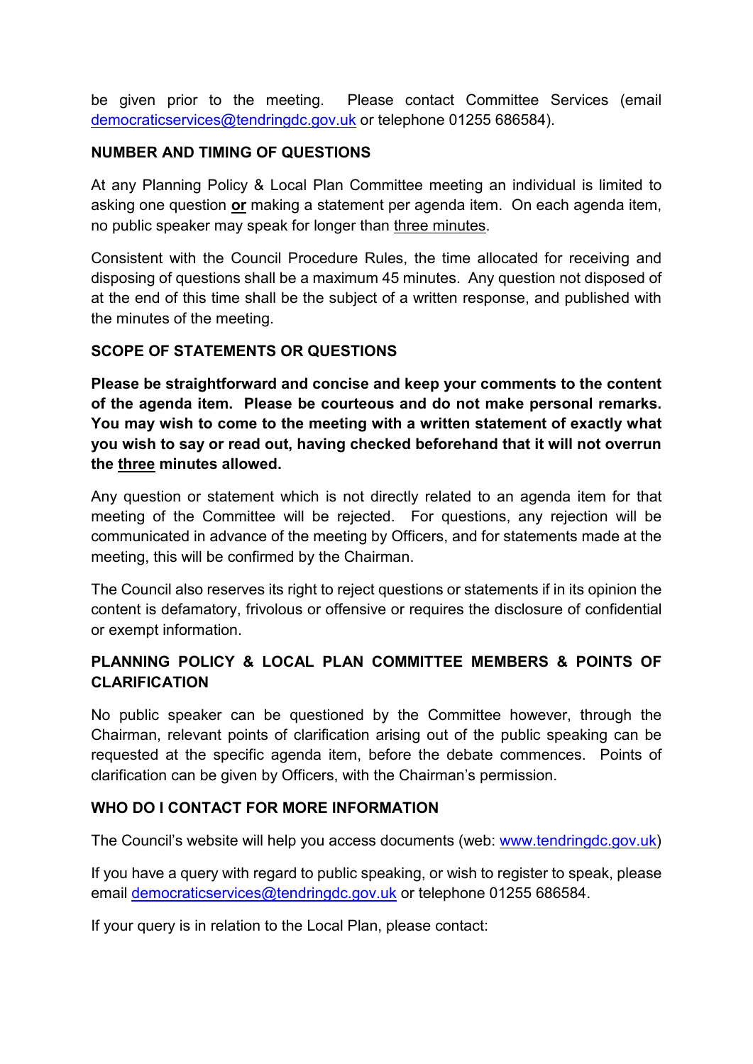be given prior to the meeting. Please contact Committee Services (email democraticservices@tendringdc.gov.uk or telephone 01255 686584).

## NUMBER AND TIMING OF QUESTIONS

At any Planning Policy & Local Plan Committee meeting an individual is limited to asking one question **or** making a statement per agenda item. On each agenda item, no public speaker may speak for longer than three minutes.

Consistent with the Council Procedure Rules, the time allocated for receiving and disposing of questions shall be a maximum 45 minutes. Any question not disposed of at the end of this time shall be the subject of a written response, and published with the minutes of the meeting.

## SCOPE OF STATEMENTS OR QUESTIONS

**Please be straightforward and concise and keep your comments to the content of the agenda item. Please be courteous and do not make personal remarks. You may wish to come to the meeting with a written statement of exactly what you wish to say or read out, having checked beforehand that it will not overrun the three minutes allowed.**

Any question or statement which is not directly related to an agenda item for that meeting of the Committee will be rejected. For questions, any rejection will be communicated in advance of the meeting by Officers, and for statements made at the meeting, this will be confirmed by the Chairman.

The Council also reserves its right to reject questions or statements if in its opinion the content is defamatory, frivolous or offensive or requires the disclosure of confidential or exempt information.

## PLANNING POLICY & LOCAL PLAN COMMITTEE MEMBERS & POINTS OF CLARIFICATION

No public speaker can be questioned by the Committee however, through the Chairman, relevant points of clarification arising out of the public speaking can be requested at the specific agenda item, before the debate commences. Points of clarification can be given by Officers, with the Chairman's permission.

## WHO DO I CONTACT FOR MORE INFORMATION

The Council's website will help you access documents (web: www.tendringdc.gov.uk)

If you have a query with regard to public speaking, or wish to register to speak, please email democraticservices@tendringdc.gov.uk or telephone 01255 686584.

If your query is in relation to the Local Plan, please contact: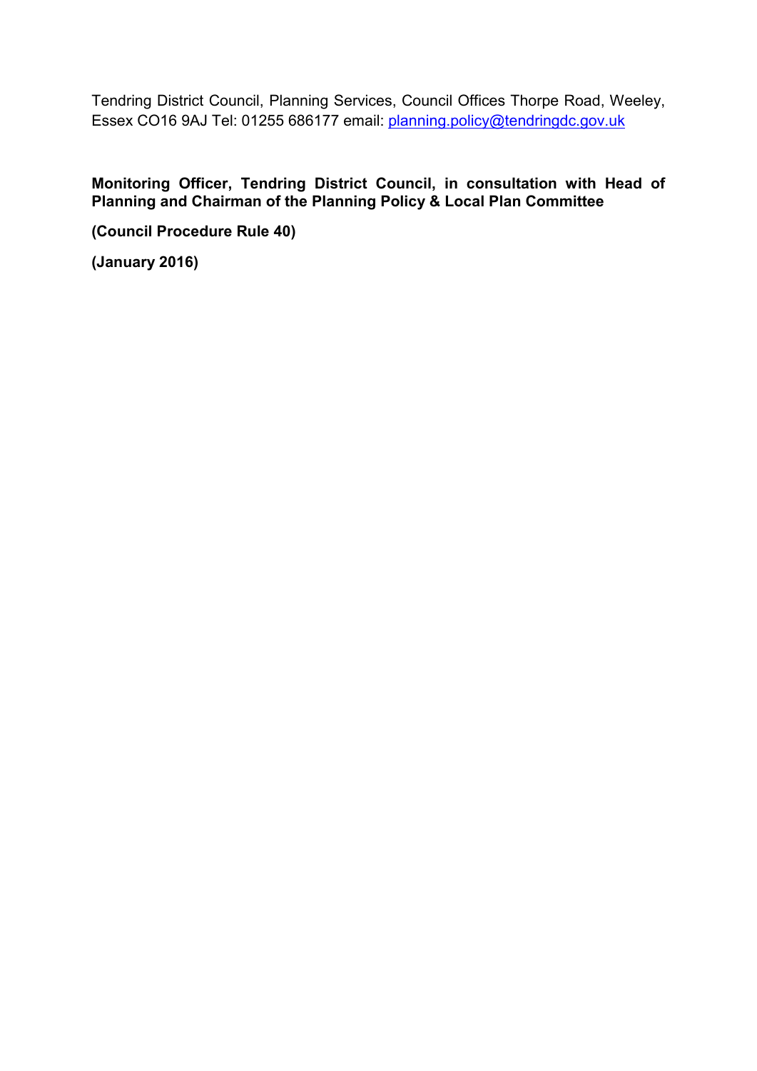Tendring District Council, Planning Services, Council Offices Thorpe Road, Weeley, Essex CO16 9AJ Tel: 01255 686177 email: [planning.policy@tendringdc.gov.uk](mailto:planning.policy@tendringdc.gov.uk)

**Monitoring Officer, Tendring District Council, in consultation with Head of Planning and Chairman of the Planning Policy & Local Plan Committee**

**(Council Procedure Rule 40)**

**(January 2016)**